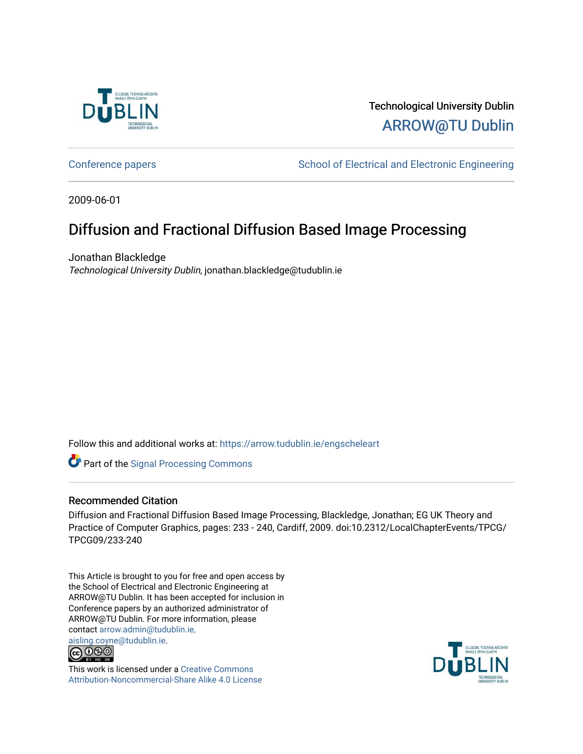Technological University Dublin

ARROW@TU Dublin

Conference papers | School of Electrical and Electronic Engineering

2009-06-01

# Diffusion and Fractional Diffusion Based Image Processing

Jonathan Blackledge

*Technological University Dublin*, jonathan.blackledge@tudublin.ie

Follow this and additional works at: https://arrow.tudublin.ie/engscheleart

Part of the Signal Processing Commons

## Recommended Citation

Diffusion and Fractional Diffusion Based Image Processing, Blackledge, Jonathan; EG UK Theory and Practice of Computer Graphics, pages: 233 - 240, Cardiff, 2009. doi:10.2312/LocalChapterEvents/TPCG/TPCG09/233-240

This Article is brought to you for free and open access by the School of Electrical and Electronic Engineering at ARROW@TU Dublin. It has been accepted for inclusion in Conference papers by an authorized administrator of ARROW@TU Dublin. For more information, please contact arrow.admin@tudublin.ie, aisling.coyne@tudublin.ie.

This work is licensed under a Creative Commons Attribution-Noncommercial-Share Alike 4.0 License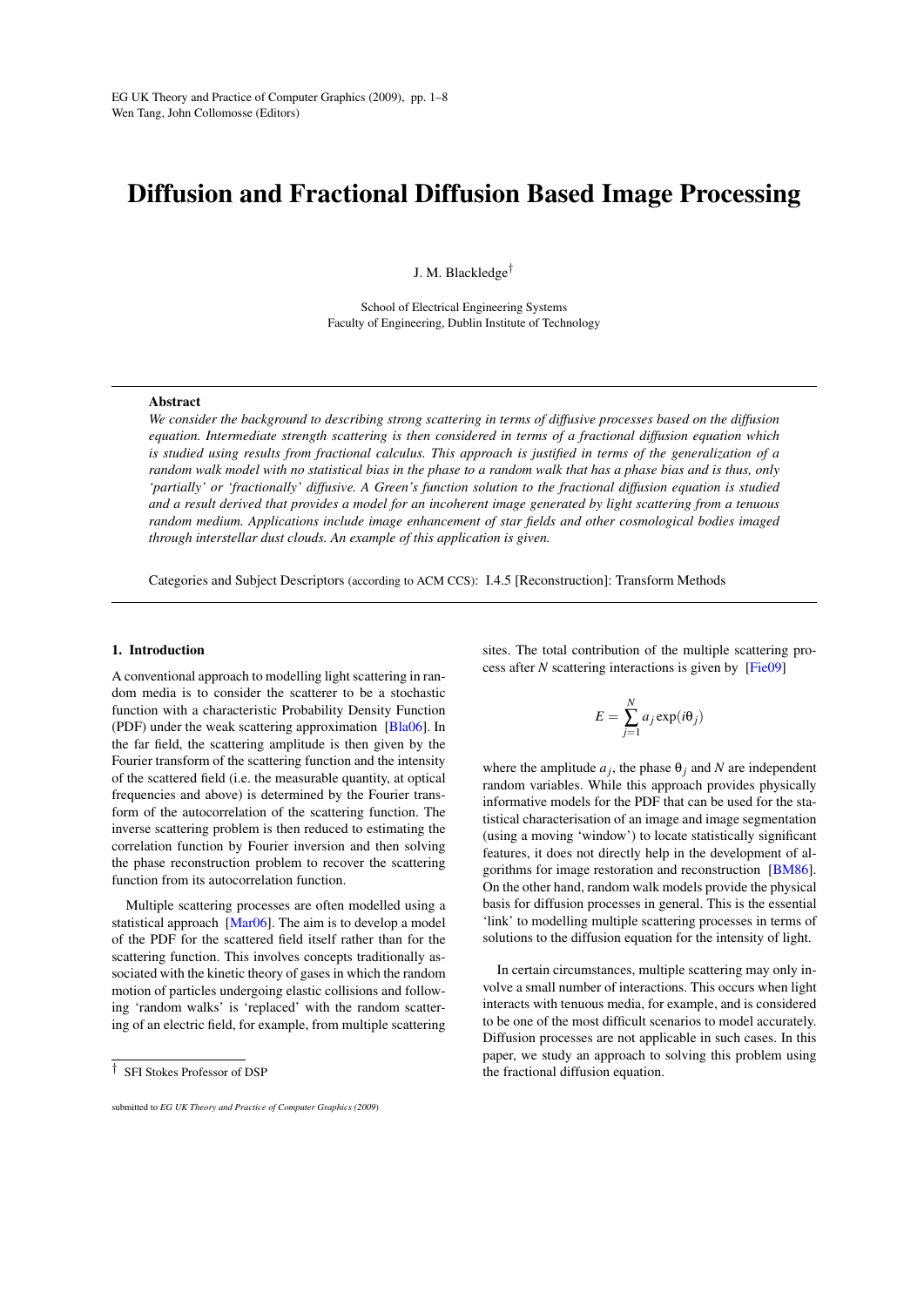# Diffusion and Fractional Diffusion Based Image Processing

J. M. Blackledge[†]

School of Electrical Engineering Systems
Faculty of Engineering, Dublin Institute of Technology

## Abstract

*We consider the background to describing strong scattering in terms of diffusive processes based on the diffusion equation. Intermediate strength scattering is then considered in terms of a fractional diffusion equation which is studied using results from fractional calculus. This approach is justified in terms of the generalization of a random walk model with no statistical bias in the phase to a random walk that has a phase bias and is thus, only 'partially' or 'fractionally' diffusive. A Green's function solution to the fractional diffusion equation is studied and a result derived that provides a model for an incoherent image generated by light scattering from a tenuous random medium. Applications include image enhancement of star fields and other cosmological bodies imaged through interstellar dust clouds. An example of this application is given.*

Categories and Subject Descriptors (according to ACM CCS): I.4.5 [Reconstruction]: Transform Methods

## 1. Introduction

A conventional approach to modelling light scattering in random media is to consider the scatterer to be a stochastic function with a characteristic Probability Density Function (PDF) under the weak scattering approximation [Bla06]. In the far field, the scattering amplitude is then given by the Fourier transform of the scattering function and the intensity of the scattered field (i.e. the measurable quantity, at optical frequencies and above) is determined by the Fourier transform of the autocorrelation of the scattering function. The inverse scattering problem is then reduced to estimating the correlation function by Fourier inversion and then solving the phase reconstruction problem to recover the scattering function from its autocorrelation function.

Multiple scattering processes are often modelled using a statistical approach [Mar06]. The aim is to develop a model of the PDF for the scattered field itself rather than for the scattering function. This involves concepts traditionally associated with the kinetic theory of gases in which the random motion of particles undergoing elastic collisions and following 'random walks' is 'replaced' with the random scattering of an electric field, for example, from multiple scattering sites. The total contribution of the multiple scattering process after $N$ scattering interactions is given by [Fie09]

$$E = \sum_{j=1}^{N} a_j \exp(i\theta_j)$$

where the amplitude $a_j$, the phase $\theta_j$ and $N$ are independent random variables. While this approach provides physically informative models for the PDF that can be used for the statistical characterisation of an image and image segmentation (using a moving 'window') to locate statistically significant features, it does not directly help in the development of algorithms for image restoration and reconstruction [BM86]. On the other hand, random walk models provide the physical basis for diffusion processes in general. This is the essential 'link' to modelling multiple scattering processes in terms of solutions to the diffusion equation for the intensity of light.

In certain circumstances, multiple scattering may only involve a small number of interactions. This occurs when light interacts with tenuous media, for example, and is considered to be one of the most difficult scenarios to model accurately. Diffusion processes are not applicable in such cases. In this paper, we study an approach to solving this problem using the fractional diffusion equation.

[†] SFI Stokes Professor of DSP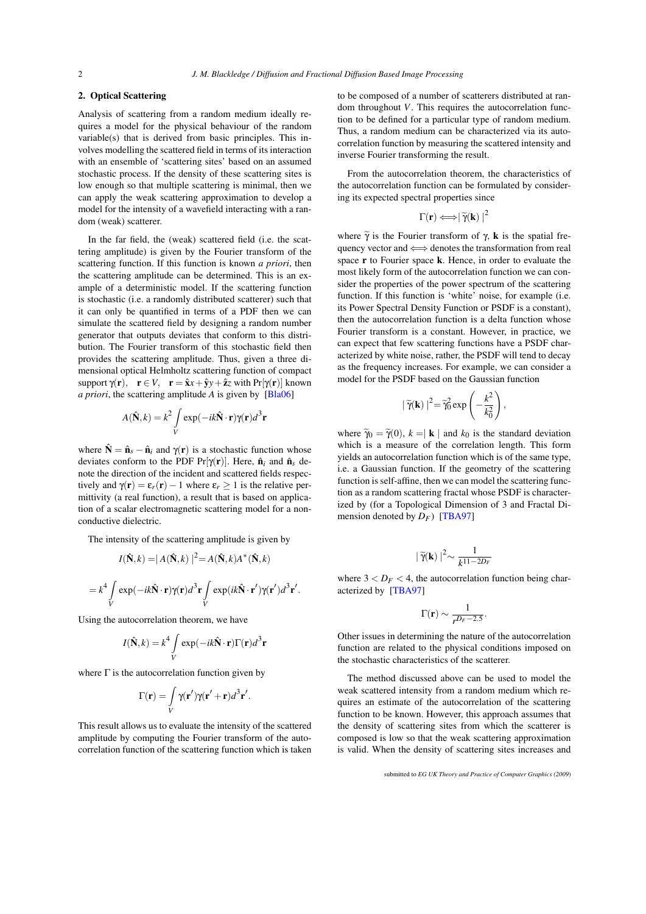## 2. Optical Scattering

Analysis of scattering from a random medium ideally requires a model for the physical behaviour of the random variable(s) that is derived from basic principles. This involves modelling the scattered field in terms of its interaction with an ensemble of 'scattering sites' based on an assumed stochastic process. If the density of these scattering sites is low enough so that multiple scattering is minimal, then we can apply the weak scattering approximation to develop a model for the intensity of a wavefield interacting with a random (weak) scatterer.

In the far field, the (weak) scattered field (i.e. the scattering amplitude) is given by the Fourier transform of the scattering function. If this function is known *a priori*, then the scattering amplitude can be determined. This is an example of a deterministic model. If the scattering function is stochastic (i.e. a randomly distributed scatterer) such that it can only be quantified in terms of a PDF then we can simulate the scattered field by designing a random number generator that outputs deviates that conform to this distribution. The Fourier transform of this stochastic field then provides the scattering amplitude. Thus, given a three dimensional optical Helmholtz scattering function of compact support $\gamma(\mathbf{r}), \quad \mathbf{r} \in V, \quad \mathbf{r} = \hat{\mathbf{x}}x + \hat{\mathbf{y}}y + \hat{\mathbf{z}}z$ with $\Pr[\gamma(\mathbf{r})]$ known *a priori*, the scattering amplitude $A$ is given by [Bla06]

$$A(\hat{\mathbf{N}}, k) = k^2 \int\limits_V \exp(-ik\hat{\mathbf{N}} \cdot \mathbf{r})\gamma(\mathbf{r}) d^3\mathbf{r}$$

where $\hat{\mathbf{N}} = \hat{\mathbf{n}}_s - \hat{\mathbf{n}}_i$ and $\gamma(\mathbf{r})$ is a stochastic function whose deviates conform to the PDF $\Pr[\gamma(\mathbf{r})]$. Here, $\hat{\mathbf{n}}_i$ and $\hat{\mathbf{n}}_s$ denote the direction of the incident and scattered fields respectively and $\gamma(\mathbf{r}) = \epsilon_r(\mathbf{r}) - 1$ where $\epsilon_r \geq 1$ is the relative permittivity (a real function), a result that is based on application of a scalar electromagnetic scattering model for a nonconductive dielectric.

The intensity of the scattering amplitude is given by

$$I(\hat{\mathbf{N}}, k) = | A(\hat{\mathbf{N}}, k) |^2 = A(\hat{\mathbf{N}}, k) A^*(\hat{\mathbf{N}}, k)$$

$$= k^4 \int\limits_V \exp(-ik\hat{\mathbf{N}} \cdot \mathbf{r})\gamma(\mathbf{r}) d^3\mathbf{r} \int\limits_V \exp(ik\hat{\mathbf{N}} \cdot \mathbf{r}')\gamma(\mathbf{r}') d^3\mathbf{r}'.$$

Using the autocorrelation theorem, we have

$$I(\hat{\mathbf{N}}, k) = k^4 \int\limits_V \exp(-ik\hat{\mathbf{N}} \cdot \mathbf{r})\Gamma(\mathbf{r}) d^3\mathbf{r}$$

where $\Gamma$ is the autocorrelation function given by

$$\Gamma(\mathbf{r}) = \int\limits_V \gamma(\mathbf{r}')\gamma(\mathbf{r}' + \mathbf{r}) d^3\mathbf{r}'.$$

This result allows us to evaluate the intensity of the scattered amplitude by computing the Fourier transform of the autocorrelation function of the scattering function which is taken to be composed of a number of scatterers distributed at random throughout $V$. This requires the autocorrelation function to be defined for a particular type of random medium. Thus, a random medium can be characterized via its autocorrelation function by measuring the scattered intensity and inverse Fourier transforming the result.

From the autocorrelation theorem, the characteristics of the autocorrelation function can be formulated by considering its expected spectral properties since

$$\Gamma(\mathbf{r}) \Longleftrightarrow | \widetilde{\gamma}(\mathbf{k}) |^2$$

where $\widetilde{\gamma}$ is the Fourier transform of $\gamma$, $\mathbf{k}$ is the spatial frequency vector and $\Longleftrightarrow$ denotes the transformation from real space $\mathbf{r}$ to Fourier space $\mathbf{k}$. Hence, in order to evaluate the most likely form of the autocorrelation function we can consider the properties of the power spectrum of the scattering function. If this function is 'white' noise, for example (i.e. its Power Spectral Density Function or PSDF is a constant), then the autocorrelation function is a delta function whose Fourier transform is a constant. However, in practice, we can expect that few scattering functions have a PSDF characterized by white noise, rather, the PSDF will tend to decay as the frequency increases. For example, we can consider a model for the PSDF based on the Gaussian function

$$| \widetilde{\gamma}(\mathbf{k}) |^2 = \widetilde{\gamma}_0^2 \exp\left( -\frac{k^2}{k_0^2} \right),$$

where $\widetilde{\gamma}_0 = \widetilde{\gamma}(0)$, $k = | \mathbf{k} |$ and $k_0$ is the standard deviation which is a measure of the correlation length. This function yields an autocorrelation function which is of the same type, i.e. a Gaussian function. If the geometry of the scattering function is self-affine, then we can model the scattering function as a random scattering fractal whose PSDF is characterized by (for a Topological Dimension of 3 and Fractal Dimension denoted by $D_F$) [TBA97]

$$| \widetilde{\gamma}(\mathbf{k}) |^2 \sim \frac{1}{k^{11-2D_F}}$$

where $3 < D_F < 4$, the autocorrelation function being characterized by [TBA97]

$$\Gamma(\mathbf{r}) \sim \frac{1}{r^{D_F - 2.5}}.$$

Other issues in determining the nature of the autocorrelation function are related to the physical conditions imposed on the stochastic characteristics of the scatterer.

The method discussed above can be used to model the weak scattered intensity from a random medium which requires an estimate of the autocorrelation of the scattering function to be known. However, this approach assumes that the density of scattering sites from which the scatterer is composed is low so that the weak scattering approximation is valid. When the density of scattering sites increases and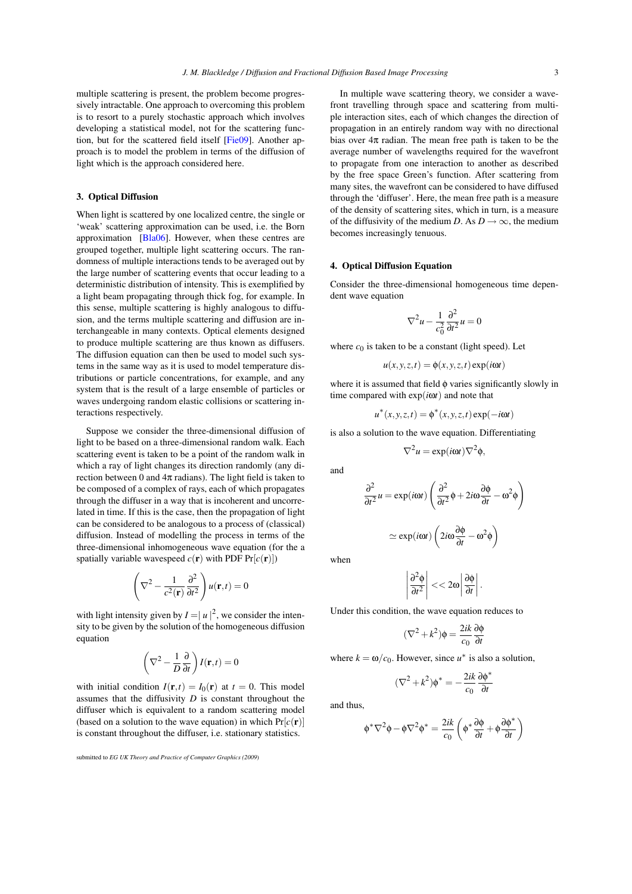multiple scattering is present, the problem become progressively intractable. One approach to overcoming this problem is to resort to a purely stochastic approach which involves developing a statistical model, not for the scattering function, but for the scattered field itself [Fie09]. Another approach is to model the problem in terms of the diffusion of light which is the approach considered here.

## 3. Optical Diffusion

When light is scattered by one localized centre, the single or 'weak' scattering approximation can be used, i.e. the Born approximation [Bla06]. However, when these centres are grouped together, multiple light scattering occurs. The randomness of multiple interactions tends to be averaged out by the large number of scattering events that occur leading to a deterministic distribution of intensity. This is exemplified by a light beam propagating through thick fog, for example. In this sense, multiple scattering is highly analogous to diffusion, and the terms multiple scattering and diffusion are interchangeable in many contexts. Optical elements designed to produce multiple scattering are thus known as diffusers. The diffusion equation can then be used to model such systems in the same way as it is used to model temperature distributions or particle concentrations, for example, and any system that is the result of a large ensemble of particles or waves undergoing random elastic collisions or scattering interactions respectively.

Suppose we consider the three-dimensional diffusion of light to be based on a three-dimensional random walk. Each scattering event is taken to be a point of the random walk in which a ray of light changes its direction randomly (any direction between 0 and $4\pi$ radians). The light field is taken to be composed of a complex of rays, each of which propagates through the diffuser in a way that is incoherent and uncorrelated in time. If this is the case, then the propagation of light can be considered to be analogous to a process of (classical) diffusion. Instead of modelling the process in terms of the three-dimensional inhomogeneous wave equation (for the a spatially variable wavespeed $c(\mathbf{r})$ with PDF $\Pr[c(\mathbf{r})]$)

$$\left(\nabla^2 - \frac{1}{c^2(\mathbf{r})}\frac{\partial^2}{\partial t^2}\right)u(\mathbf{r},t) = 0$$

with light intensity given by $I = |u|^2$, we consider the intensity to be given by the solution of the homogeneous diffusion equation

$$\left(\nabla^2 - \frac{1}{D}\frac{\partial}{\partial t}\right)I(\mathbf{r},t) = 0$$

with initial condition $I(\mathbf{r},t) = I_0(\mathbf{r})$ at $t = 0$. This model assumes that the diffusivity $D$ is constant throughout the diffuser which is equivalent to a random scattering model (based on a solution to the wave equation) in which $\Pr[c(\mathbf{r})]$ is constant throughout the diffuser, i.e. stationary statistics.

In multiple wave scattering theory, we consider a wavefront travelling through space and scattering from multiple interaction sites, each of which changes the direction of propagation in an entirely random way with no directional bias over $4\pi$ radian. The mean free path is taken to be the average number of wavelengths required for the wavefront to propagate from one interaction to another as described by the free space Green's function. After scattering from many sites, the wavefront can be considered to have diffused through the 'diffuser'. Here, the mean free path is a measure of the density of scattering sites, which in turn, is a measure of the diffusivity of the medium $D$. As $D \to \infty$, the medium becomes increasingly tenuous.

## 4. Optical Diffusion Equation

Consider the three-dimensional homogeneous time dependent wave equation

$$\nabla^2 u - \frac{1}{c_0^2}\frac{\partial^2}{\partial t^2}u = 0$$

where $c_0$ is taken to be a constant (light speed). Let

$$u(x,y,z,t) = \phi(x,y,z,t)\exp(i\omega t)$$

where it is assumed that field $\phi$ varies significantly slowly in time compared with $\exp(i\omega t)$ and note that

$$u^*(x,y,z,t) = \phi^*(x,y,z,t)\exp(-i\omega t)$$

is also a solution to the wave equation. Differentiating

$$\nabla^2 u = \exp(i\omega t)\nabla^2\phi,$$

and

$$\frac{\partial^2}{\partial t^2}u = \exp(i\omega t)\left(\frac{\partial^2}{\partial t^2}\phi + 2i\omega\frac{\partial\phi}{\partial t} - \omega^2\phi\right)$$

$$\simeq \exp(i\omega t)\left(2i\omega\frac{\partial\phi}{\partial t} - \omega^2\phi\right)$$

when

$$\left|\frac{\partial^2\phi}{\partial t^2}\right| << 2\omega\left|\frac{\partial\phi}{\partial t}\right|.$$

Under this condition, the wave equation reduces to

$$(\nabla^2 + k^2)\phi = \frac{2ik}{c_0}\frac{\partial\phi}{\partial t}$$

where $k = \omega/c_0$. However, since $u^*$ is also a solution,

$$(\nabla^2 + k^2)\phi^* = -\frac{2ik}{c_0}\frac{\partial\phi^*}{\partial t}$$

and thus,

$$\phi^*\nabla^2\phi - \phi\nabla^2\phi^* = \frac{2ik}{c_0}\left(\phi^*\frac{\partial\phi}{\partial t} + \phi\frac{\partial\phi^*}{\partial t}\right)$$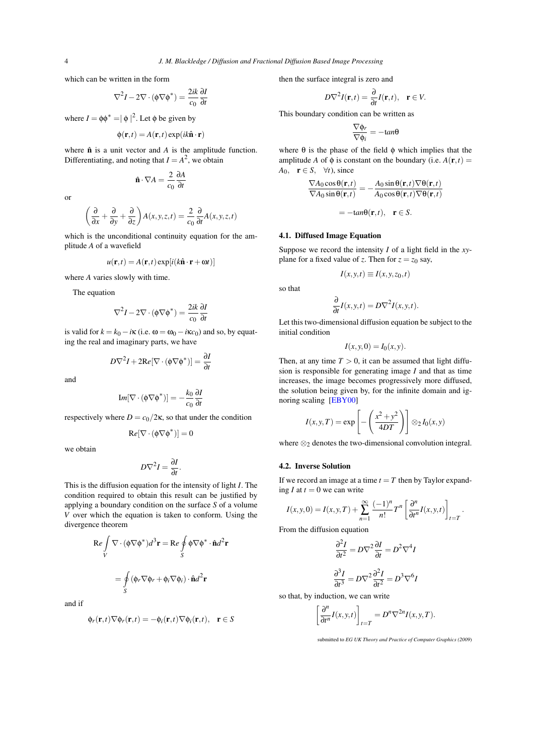which can be written in the form

$$\nabla^2 I - 2\nabla \cdot (\phi \nabla \phi^*) = \frac{2ik}{c_0} \frac{\partial I}{\partial t}$$

where $I = \phi\phi^* = |\phi|^2$. Let $\phi$ be given by

$$\phi(\mathbf{r}, t) = A(\mathbf{r}, t) \exp(ik\hat{\mathbf{n}} \cdot \mathbf{r})$$

where $\hat{\mathbf{n}}$ is a unit vector and $A$ is the amplitude function. Differentiating, and noting that $I = A^2$, we obtain

$$\hat{\mathbf{n}} \cdot \nabla A = \frac{2}{c_0} \frac{\partial A}{\partial t}$$

or

$$\left( \frac{\partial}{\partial x} + \frac{\partial}{\partial y} + \frac{\partial}{\partial z} \right) A(x, y, z, t) = \frac{2}{c_0} \frac{\partial}{\partial t} A(x, y, z, t)$$

which is the unconditional continuity equation for the amplitude $A$ of a wavefield

$$u(\mathbf{r}, t) = A(\mathbf{r}, t) \exp[i(k\hat{\mathbf{n}} \cdot \mathbf{r} + \omega t)]$$

where $A$ varies slowly with time.

The equation

$$\nabla^2 I - 2\nabla \cdot (\phi \nabla \phi^*) = \frac{2ik}{c_0} \frac{\partial I}{\partial t}$$

is valid for $k = k_0 - i\kappa$ (i.e. $\omega = \omega_0 - i\kappa c_0$) and so, by equating the real and imaginary parts, we have

$$D\nabla^2 I + 2\text{Re}[\nabla \cdot (\phi \nabla \phi^*)] = \frac{\partial I}{\partial t}$$

and

$$\text{Im}[\nabla \cdot (\phi \nabla \phi^*)] = -\frac{k_0}{c_0} \frac{\partial I}{\partial t}$$

respectively where $D = c_0 / 2\kappa$, so that under the condition

$$\text{Re}[\nabla \cdot (\phi \nabla \phi^*)] = 0$$

we obtain

$$D\nabla^2 I = \frac{\partial I}{\partial t}.$$

This is the diffusion equation for the intensity of light $I$. The condition required to obtain this result can be justified by applying a boundary condition on the surface $S$ of a volume $V$ over which the equation is taken to conform. Using the divergence theorem

$$\text{Re} \int_V \nabla \cdot (\phi \nabla \phi^*) d^3\mathbf{r} = \text{Re} \oint_S \phi \nabla \phi^* \cdot \hat{\mathbf{n}} d^2\mathbf{r}$$

$$= \oint_S (\phi_r \nabla \phi_r + \phi_i \nabla \phi_i) \cdot \hat{\mathbf{n}} d^2\mathbf{r}$$

and if

$$\phi_r(\mathbf{r}, t) \nabla \phi_r(\mathbf{r}, t) = -\phi_i(\mathbf{r}, t) \nabla \phi_i(\mathbf{r}, t), \quad \mathbf{r} \in S$$

then the surface integral is zero and

$$D\nabla^2 I(\mathbf{r}, t) = \frac{\partial}{\partial t} I(\mathbf{r}, t), \quad \mathbf{r} \in V.$$

This boundary condition can be written as

$$\frac{\nabla \phi_r}{\nabla \phi_i} = -\tan\theta$$

where $\theta$ is the phase of the field $\phi$ which implies that the amplitude $A$ of $\phi$ is constant on the boundary (i.e. $A(\mathbf{r}, t) = A_0, \quad \mathbf{r} \in S, \quad \forall t$), since

$$\frac{\nabla A_0 \cos\theta(\mathbf{r}, t)}{\nabla A_0 \sin\theta(\mathbf{r}, t)} = -\frac{A_0 \sin\theta(\mathbf{r}, t) \nabla\theta(\mathbf{r}, t)}{A_0 \cos\theta(\mathbf{r}, t) \nabla\theta(\mathbf{r}, t)}$$

$$= -\tan\theta(\mathbf{r}, t), \quad \mathbf{r} \in S.$$

### 4.1. Diffused Image Equation

Suppose we record the intensity $I$ of a light field in the $xy$-plane for a fixed value of $z$. Then for $z = z_0$ say,

$$I(x, y, t) \equiv I(x, y, z_0, t)$$

so that

$$\frac{\partial}{\partial t} I(x, y, t) = D\nabla^2 I(x, y, t).$$

Let this two-dimensional diffusion equation be subject to the initial condition

$$I(x, y, 0) = I_0(x, y).$$

Then, at any time $T > 0$, it can be assumed that light diffusion is responsible for generating image $I$ and that as time increases, the image becomes progressively more diffused, the solution being given by, for the infinite domain and ignoring scaling [EBY00]

$$I(x, y, T) = \exp\left[ -\left( \frac{x^2 + y^2}{4DT} \right) \right] \otimes_2 I_0(x, y)$$

where $\otimes_2$ denotes the two-dimensional convolution integral.

### 4.2. Inverse Solution

If we record an image at a time $t = T$ then by Taylor expanding $I$ at $t = 0$ we can write

$$I(x, y, 0) = I(x, y, T) + \sum_{n=1}^{\infty} \frac{(-1)^n}{n!} T^n \left[ \frac{\partial^n}{\partial t^n} I(x, y, t) \right]_{t=T}.$$

From the diffusion equation

$$\frac{\partial^2 I}{\partial t^2} = D\nabla^2 \frac{\partial I}{\partial t} = D^2 \nabla^4 I$$

$$\frac{\partial^3 I}{\partial t^3} = D\nabla^2 \frac{\partial^2 I}{\partial t^2} = D^3 \nabla^6 I$$

so that, by induction, we can write

$$\left[ \frac{\partial^n}{\partial t^n} I(x, y, t) \right]_{t=T} = D^n \nabla^{2n} I(x, y, T).$$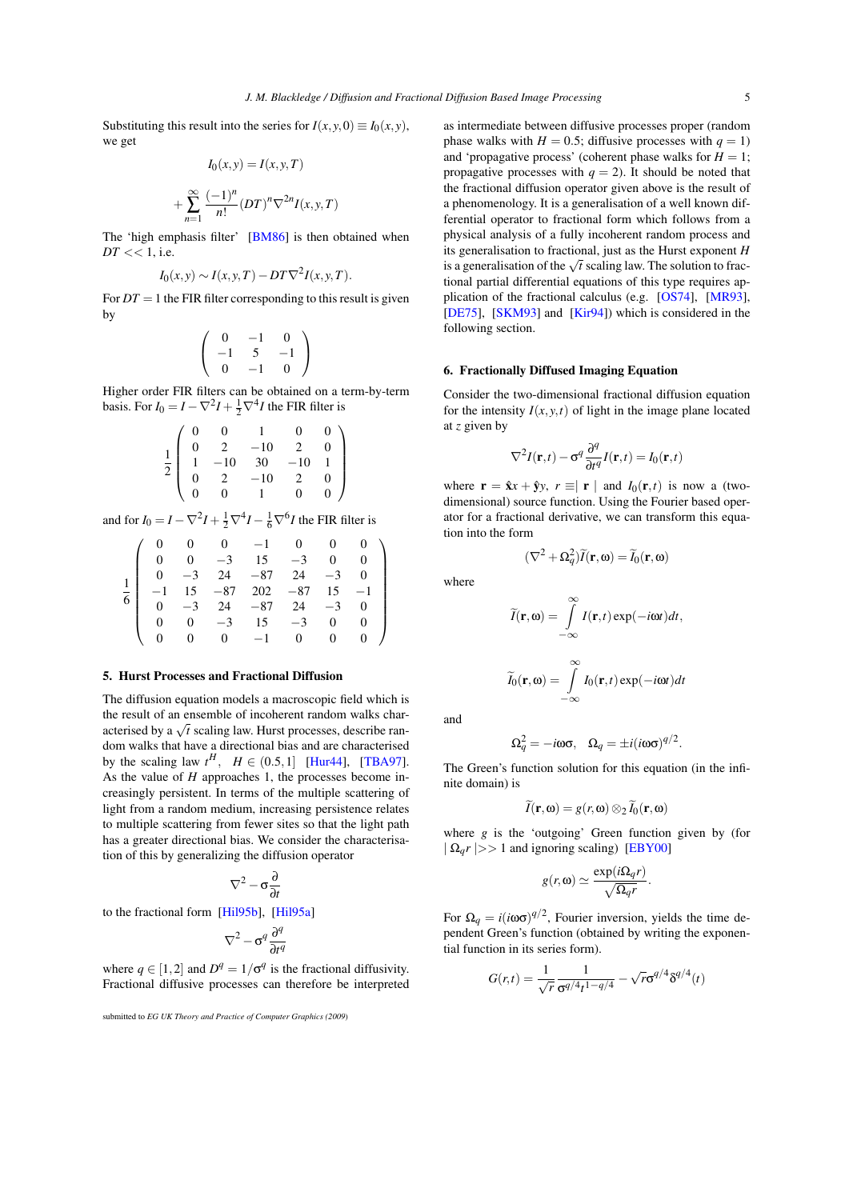Substituting this result into the series for $I(x,y,0) \equiv I_0(x,y)$, we get

$$I_0(x,y) = I(x,y,T)$$

$$+ \sum_{n=1}^{\infty} \frac{(-1)^n}{n!} (DT)^n \nabla^{2n} I(x,y,T)$$

The 'high emphasis filter' [BM86] is then obtained when $DT << 1$, i.e.

$$I_0(x,y) \sim I(x,y,T) - DT\nabla^2 I(x,y,T).$$

For $DT = 1$ the FIR filter corresponding to this result is given by

$$\begin{pmatrix} 0 & -1 & 0 \\ -1 & 5 & -1 \\ 0 & -1 & 0 \end{pmatrix}$$

Higher order FIR filters can be obtained on a term-by-term basis. For $I_0 = I - \nabla^2 I + \frac{1}{2}\nabla^4 I$ the FIR filter is

$$\frac{1}{2}\begin{pmatrix} 0 & 0 & 1 & 0 & 0 \\ 0 & 2 & -10 & 2 & 0 \\ 1 & -10 & 30 & -10 & 1 \\ 0 & 2 & -10 & 2 & 0 \\ 0 & 0 & 1 & 0 & 0 \end{pmatrix}$$

and for $I_0 = I - \nabla^2 I + \frac{1}{2}\nabla^4 I - \frac{1}{6}\nabla^6 I$ the FIR filter is

$$\frac{1}{6}\begin{pmatrix} 0 & 0 & 0 & -1 & 0 & 0 & 0 \\ 0 & 0 & -3 & 15 & -3 & 0 & 0 \\ 0 & -3 & 24 & -87 & 24 & -3 & 0 \\ -1 & 15 & -87 & 202 & -87 & 15 & -1 \\ 0 & -3 & 24 & -87 & 24 & -3 & 0 \\ 0 & 0 & -3 & 15 & -3 & 0 & 0 \\ 0 & 0 & 0 & -1 & 0 & 0 & 0 \end{pmatrix}$$

## 5. Hurst Processes and Fractional Diffusion

The diffusion equation models a macroscopic field which is the result of an ensemble of incoherent random walks characterised by a $\sqrt{t}$ scaling law. Hurst processes, describe random walks that have a directional bias and are characterised by the scaling law $t^H$, $H \in (0.5, 1]$ [Hur44], [TBA97]. As the value of $H$ approaches 1, the processes become increasingly persistent. In terms of the multiple scattering of light from a random medium, increasing persistence relates to multiple scattering from fewer sites so that the light path has a greater directional bias. We consider the characterisation of this by generalizing the diffusion operator

$$\nabla^2 - \sigma\frac{\partial}{\partial t}$$

to the fractional form [Hil95b], [Hil95a]

$$\nabla^2 - \sigma^q \frac{\partial^q}{\partial t^q}$$

where $q \in [1,2]$ and $D^q = 1/\sigma^q$ is the fractional diffusivity. Fractional diffusive processes can therefore be interpreted as intermediate between diffusive processes proper (random phase walks with $H = 0.5$; diffusive processes with $q = 1$) and 'propagative process' (coherent phase walks for $H = 1$; propagative processes with $q = 2$). It should be noted that the fractional diffusion operator given above is the result of a phenomenology. It is a generalisation of a well known differential operator to fractional form which follows from a physical analysis of a fully incoherent random process and its generalisation to fractional, just as the Hurst exponent $H$ is a generalisation of the $\sqrt{t}$ scaling law. The solution to fractional partial differential equations of this type requires application of the fractional calculus (e.g. [OS74], [MR93], [DE75], [SKM93] and [Kir94]) which is considered in the following section.

## 6. Fractionally Diffused Imaging Equation

Consider the two-dimensional fractional diffusion equation for the intensity $I(x,y,t)$ of light in the image plane located at $z$ given by

$$\nabla^2 I(\mathbf{r},t) - \sigma^q \frac{\partial^q}{\partial t^q} I(\mathbf{r},t) = I_0(\mathbf{r},t)$$

where $\mathbf{r} = \hat{\mathbf{x}}x + \hat{\mathbf{y}}y$, $r \equiv \mid \mathbf{r} \mid$ and $I_0(\mathbf{r},t)$ is now a (two-dimensional) source function. Using the Fourier based operator for a fractional derivative, we can transform this equation into the form

$$(\nabla^2 + \Omega_q^2)\widetilde{I}(\mathbf{r},\omega) = \widetilde{I}_0(\mathbf{r},\omega)$$

where

$$\widetilde{I}(\mathbf{r},\omega) = \int_{-\infty}^{\infty} I(\mathbf{r},t)\exp(-i\omega t)dt,$$

$$\widetilde{I}_0(\mathbf{r},\omega) = \int_{-\infty}^{\infty} I_0(\mathbf{r},t)\exp(-i\omega t)dt$$

and

$$\Omega_q^2 = -i\omega\sigma, \quad \Omega_q = \pm i(i\omega\sigma)^{q/2}.$$

The Green's function solution for this equation (in the infinite domain) is

$$\widetilde{I}(\mathbf{r},\omega) = g(r,\omega) \otimes_2 \widetilde{I}_0(\mathbf{r},\omega)$$

where $g$ is the 'outgoing' Green function given by (for $\mid \Omega_q r \mid >> 1$ and ignoring scaling) [EBY00]

$$g(r,\omega) \simeq \frac{\exp(i\Omega_q r)}{\sqrt{\Omega_q r}}.$$

For $\Omega_q = i(i\omega\sigma)^{q/2}$, Fourier inversion, yields the time dependent Green's function (obtained by writing the exponential function in its series form).

$$G(r,t) = \frac{1}{\sqrt{r}} \frac{1}{\sigma^{q/4} t^{1-q/4}} - \sqrt{r}\sigma^{q/4}\delta^{q/4}(t)$$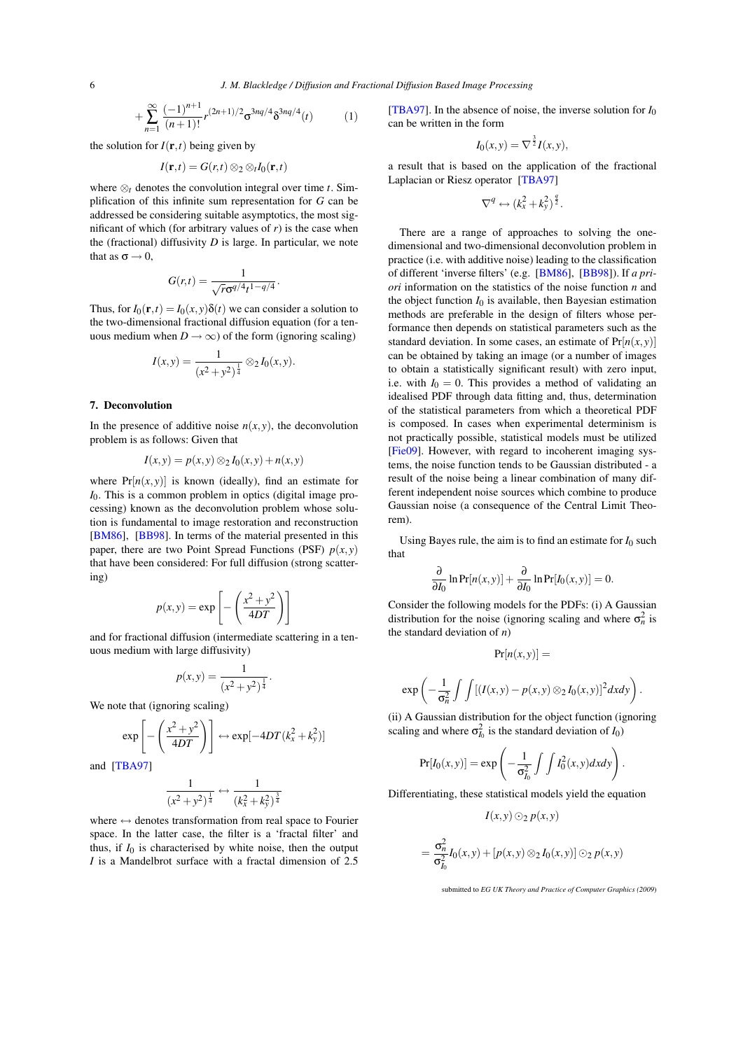$$+\sum_{n=1}^{\infty}\frac{(-1)^{n+1}}{(n+1)!}r^{(2n+1)/2}\sigma^{3nq/4}\delta^{3nq/4}(t) \qquad (1)$$

the solution for $I(\mathbf{r},t)$ being given by

$$I(\mathbf{r},t) = G(r,t)\otimes_2 \otimes_t I_0(\mathbf{r},t)$$

where $\otimes_t$ denotes the convolution integral over time $t$. Simplification of this infinite sum representation for $G$ can be addressed be considering suitable asymptotics, the most significant of which (for arbitrary values of $r$) is the case when the (fractional) diffusivity $D$ is large. In particular, we note that as $\sigma \to 0$,

$$G(r,t) = \frac{1}{\sqrt{r}\sigma^{q/4}t^{1-q/4}}.$$

Thus, for $I_0(\mathbf{r},t) = I_0(x,y)\delta(t)$ we can consider a solution to the two-dimensional fractional diffusion equation (for a tenuous medium when $D \to \infty$) of the form (ignoring scaling)

$$I(x,y) = \frac{1}{(x^2+y^2)^{\frac{1}{4}}}\otimes_2 I_0(x,y).$$

## 7. Deconvolution

In the presence of additive noise $n(x,y)$, the deconvolution problem is as follows: Given that

$$I(x,y) = p(x,y)\otimes_2 I_0(x,y) + n(x,y)$$

where $\Pr[n(x,y)]$ is known (ideally), find an estimate for $I_0$. This is a common problem in optics (digital image processing) known as the deconvolution problem whose solution is fundamental to image restoration and reconstruction [BM86], [BB98]. In terms of the material presented in this paper, there are two Point Spread Functions (PSF) $p(x,y)$ that have been considered: For full diffusion (strong scattering)

$$p(x,y) = \exp\left[-\left(\frac{x^2+y^2}{4DT}\right)\right]$$

and for fractional diffusion (intermediate scattering in a tenuous medium with large diffusivity)

$$p(x,y) = \frac{1}{(x^2+y^2)^{\frac{1}{4}}}.$$

We note that (ignoring scaling)

$$\exp\left[-\left(\frac{x^2+y^2}{4DT}\right)\right] \leftrightarrow \exp[-4DT(k_x^2+k_y^2)]$$

and [TBA97]

$$\frac{1}{(x^2+y^2)^{\frac{1}{4}}} \leftrightarrow \frac{1}{(k_x^2+k_y^2)^{\frac{3}{4}}}$$

where $\leftrightarrow$ denotes transformation from real space to Fourier space. In the latter case, the filter is a 'fractal filter' and thus, if $I_0$ is characterised by white noise, then the output $I$ is a Mandelbrot surface with a fractal dimension of 2.5 [TBA97]. In the absence of noise, the inverse solution for $I_0$ can be written in the form

$$I_0(x,y) = \nabla^{\frac{3}{2}} I(x,y),$$

a result that is based on the application of the fractional Laplacian or Riesz operator [TBA97]

$$\nabla^q \leftrightarrow (k_x^2+k_y^2)^{\frac{q}{2}}.$$

There are a range of approaches to solving the one-dimensional and two-dimensional deconvolution problem in practice (i.e. with additive noise) leading to the classification of different 'inverse filters' (e.g. [BM86], [BB98]). If *a priori* information on the statistics of the noise function $n$ and the object function $I_0$ is available, then Bayesian estimation methods are preferable in the design of filters whose performance then depends on statistical parameters such as the standard deviation. In some cases, an estimate of $\Pr[n(x,y)]$ can be obtained by taking an image (or a number of images to obtain a statistically significant result) with zero input, i.e. with $I_0 = 0$. This provides a method of validating an idealised PDF through data fitting and, thus, determination of the statistical parameters from which a theoretical PDF is composed. In cases when experimental determinism is not practically possible, statistical models must be utilized [Fie09]. However, with regard to incoherent imaging systems, the noise function tends to be Gaussian distributed - a result of the noise being a linear combination of many different independent noise sources which combine to produce Gaussian noise (a consequence of the Central Limit Theorem).

Using Bayes rule, the aim is to find an estimate for $I_0$ such that

$$\frac{\partial}{\partial I_0}\ln\Pr[n(x,y)] + \frac{\partial}{\partial I_0}\ln\Pr[I_0(x,y)] = 0.$$

Consider the following models for the PDFs: (i) A Gaussian distribution for the noise (ignoring scaling and where $\sigma_n^2$ is the standard deviation of $n$)

$$\Pr[n(x,y)] =$$

$$\exp\left(-\frac{1}{\sigma_n^2}\int\int[(I(x,y)-p(x,y)\otimes_2 I_0(x,y)]^2 dxdy\right).$$

(ii) A Gaussian distribution for the object function (ignoring scaling and where $\sigma_{I_0}^2$ is the standard deviation of $I_0$)

$$\Pr[I_0(x,y)] = \exp\left(-\frac{1}{\sigma_{I_0}^2}\int\int I_0^2(x,y)dxdy\right).$$

Differentiating, these statistical models yield the equation

$$I(x,y)\odot_2 p(x,y)$$

$$= \frac{\sigma_n^2}{\sigma_{I_0}^2}I_0(x,y) + [p(x,y)\otimes_2 I_0(x,y)]\odot_2 p(x,y)$$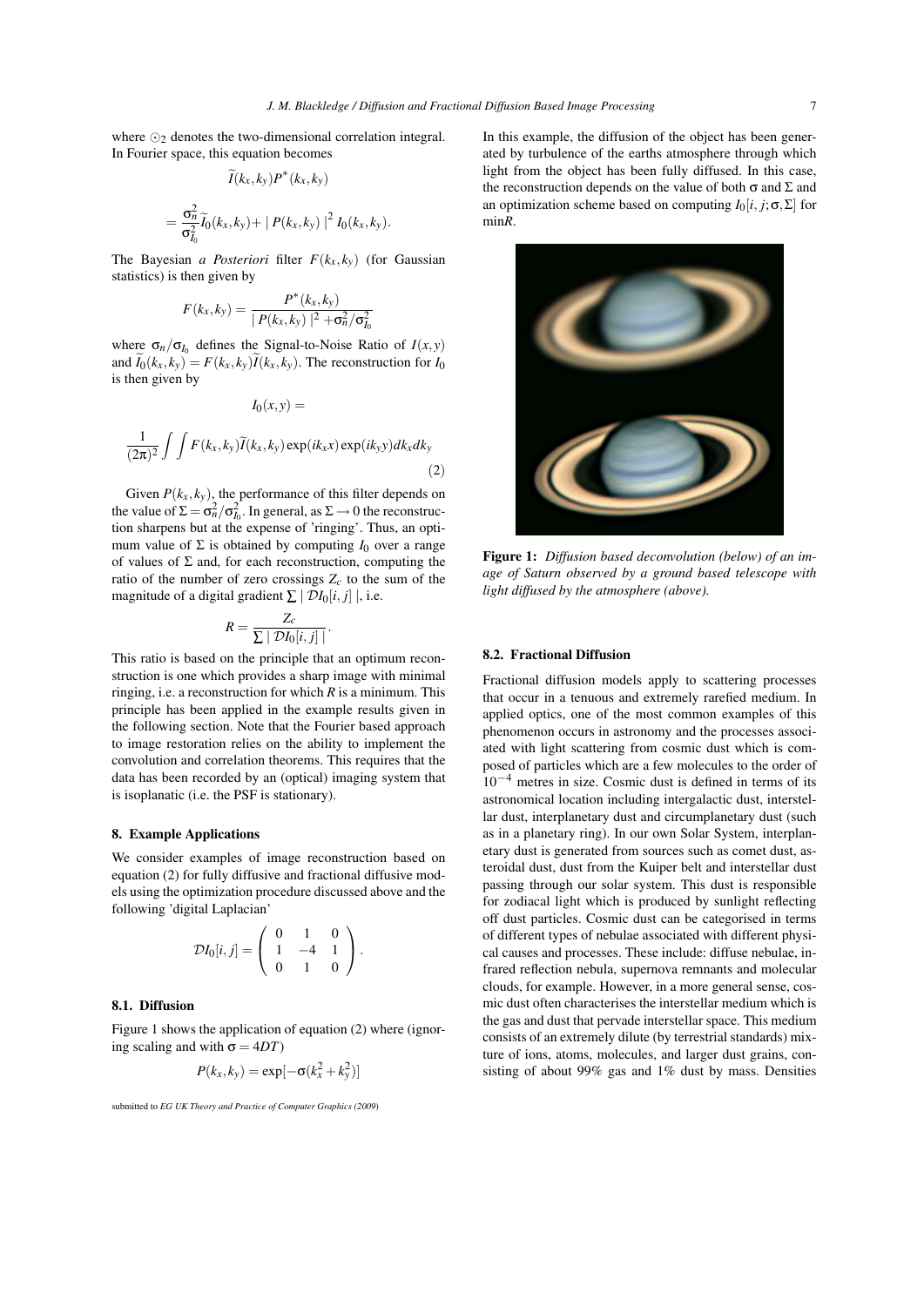where $\odot_2$ denotes the two-dimensional correlation integral. In Fourier space, this equation becomes

$$\widetilde{I}(k_x,k_y)P^*(k_x,k_y)$$

$$= \frac{\sigma_n^2}{\sigma_{I_0}^2}\widetilde{I}_0(k_x,k_y) + \mid P(k_x,k_y) \mid^2 I_0(k_x,k_y).$$

The Bayesian *a Posteriori* filter $F(k_x,k_y)$ (for Gaussian statistics) is then given by

$$F(k_x,k_y) = \frac{P^*(k_x,k_y)}{\mid P(k_x,k_y) \mid^2 + \sigma_n^2/\sigma_{I_0}^2}$$

where $\sigma_n/\sigma_{I_0}$ defines the Signal-to-Noise Ratio of $I(x,y)$ and $\widetilde{I}_0(k_x,k_y) = F(k_x,k_y)\widetilde{I}(k_x,k_y)$. The reconstruction for $I_0$ is then given by

$$I_0(x,y) =$$

$$\frac{1}{(2\pi)^2}\int\int F(k_x,k_y)\widetilde{I}(k_x,k_y)\exp(ik_x x)\exp(ik_y y)dk_x dk_y \tag{2}$$

Given $P(k_x,k_y)$, the performance of this filter depends on the value of $\Sigma = \sigma_n^2/\sigma_{I_0}^2$. In general, as $\Sigma \to 0$ the reconstruction sharpens but at the expense of 'ringing'. Thus, an optimum value of $\Sigma$ is obtained by computing $I_0$ over a range of values of $\Sigma$ and, for each reconstruction, computing the ratio of the number of zero crossings $Z_c$ to the sum of the magnitude of a digital gradient $\sum \mid \mathcal{D}I_0[i,j] \mid$, i.e.

$$R = \frac{Z_c}{\sum \mid \mathcal{D}I_0[i,j] \mid}.$$

This ratio is based on the principle that an optimum reconstruction is one which provides a sharp image with minimal ringing, i.e. a reconstruction for which $R$ is a minimum. This principle has been applied in the example results given in the following section. Note that the Fourier based approach to image restoration relies on the ability to implement the convolution and correlation theorems. This requires that the data has been recorded by an (optical) imaging system that is isoplanatic (i.e. the PSF is stationary).

## 8. Example Applications

We consider examples of image reconstruction based on equation (2) for fully diffusive and fractional diffusive models using the optimization procedure discussed above and the following 'digital Laplacian'

$$\mathcal{D}I_0[i,j] = \begin{pmatrix} 0 & 1 & 0 \\ 1 & -4 & 1 \\ 0 & 1 & 0 \end{pmatrix}.$$

### 8.1. Diffusion

Figure 1 shows the application of equation (2) where (ignoring scaling and with $\sigma = 4DT$)

$$P(k_x,k_y) = \exp[-\sigma(k_x^2 + k_y^2)]$$

In this example, the diffusion of the object has been generated by turbulence of the earths atmosphere through which light from the object has been fully diffused. In this case, the reconstruction depends on the value of both $\sigma$ and $\Sigma$ and an optimization scheme based on computing $I_0[i,j;\sigma,\Sigma]$ for $\min R$.

**Figure 1:** *Diffusion based deconvolution (below) of an image of Saturn observed by a ground based telescope with light diffused by the atmosphere (above).*

### 8.2. Fractional Diffusion

Fractional diffusion models apply to scattering processes that occur in a tenuous and extremely rarefied medium. In applied optics, one of the most common examples of this phenomenon occurs in astronomy and the processes associated with light scattering from cosmic dust which is composed of particles which are a few molecules to the order of $10^{-4}$ metres in size. Cosmic dust is defined in terms of its astronomical location including intergalactic dust, interstellar dust, interplanetary dust and circumplanetary dust (such as in a planetary ring). In our own Solar System, interplanetary dust is generated from sources such as comet dust, asteroidal dust, dust from the Kuiper belt and interstellar dust passing through our solar system. This dust is responsible for zodiacal light which is produced by sunlight reflecting off dust particles. Cosmic dust can be categorised in terms of different types of nebulae associated with different physical causes and processes. These include: diffuse nebulae, infrared reflection nebula, supernova remnants and molecular clouds, for example. However, in a more general sense, cosmic dust often characterises the interstellar medium which is the gas and dust that pervade interstellar space. This medium consists of an extremely dilute (by terrestrial standards) mixture of ions, atoms, molecules, and larger dust grains, consisting of about 99% gas and 1% dust by mass. Densities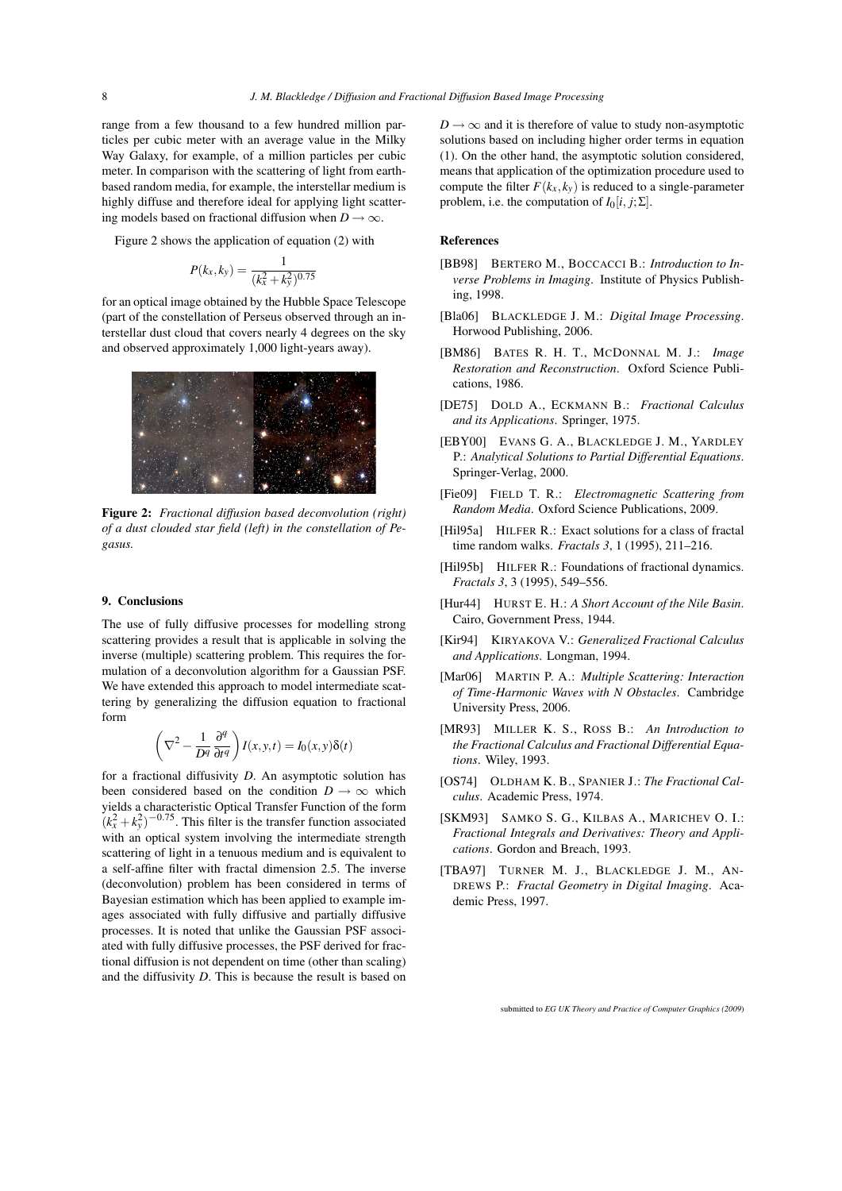range from a few thousand to a few hundred million particles per cubic meter with an average value in the Milky Way Galaxy, for example, of a million particles per cubic meter. In comparison with the scattering of light from earth-based random media, for example, the interstellar medium is highly diffuse and therefore ideal for applying light scattering models based on fractional diffusion when $D \to \infty$.

Figure 2 shows the application of equation (2) with

$$P(k_x, k_y) = \frac{1}{(k_x^2 + k_y^2)^{0.75}}$$

for an optical image obtained by the Hubble Space Telescope (part of the constellation of Perseus observed through an interstellar dust cloud that covers nearly 4 degrees on the sky and observed approximately 1,000 light-years away).

**Figure 2:** *Fractional diffusion based deconvolution (right) of a dust clouded star field (left) in the constellation of Pegasus.*

### 9. Conclusions

The use of fully diffusive processes for modelling strong scattering provides a result that is applicable in solving the inverse (multiple) scattering problem. This requires the formulation of a deconvolution algorithm for a Gaussian PSF. We have extended this approach to model intermediate scattering by generalizing the diffusion equation to fractional form

$$\left(\nabla^2 - \frac{1}{D^q}\frac{\partial^q}{\partial t^q}\right) I(x, y, t) = I_0(x, y)\delta(t)$$

for a fractional diffusivity $D$. An asymptotic solution has been considered based on the condition $D \to \infty$ which yields a characteristic Optical Transfer Function of the form $(k_x^2 + k_y^2)^{-0.75}$. This filter is the transfer function associated with an optical system involving the intermediate strength scattering of light in a tenuous medium and is equivalent to a self-affine filter with fractal dimension 2.5. The inverse (deconvolution) problem has been considered in terms of Bayesian estimation which has been applied to example images associated with fully diffusive and partially diffusive processes. It is noted that unlike the Gaussian PSF associated with fully diffusive processes, the PSF derived for fractional diffusion is not dependent on time (other than scaling) and the diffusivity $D$. This is because the result is based on $D \to \infty$ and it is therefore of value to study non-asymptotic solutions based on including higher order terms in equation (1). On the other hand, the asymptotic solution considered, means that application of the optimization procedure used to compute the filter $F(k_x, k_y)$ is reduced to a single-parameter problem, i.e. the computation of $I_0[i, j; \Sigma]$.

### References

[BB98] BERTERO M., BOCCACCI B.: *Introduction to Inverse Problems in Imaging*. Institute of Physics Publishing, 1998.

[Bla06] BLACKLEDGE J. M.: *Digital Image Processing*. Horwood Publishing, 2006.

[BM86] BATES R. H. T., MCDONNAL M. J.: *Image Restoration and Reconstruction*. Oxford Science Publications, 1986.

[DE75] DOLD A., ECKMANN B.: *Fractional Calculus and its Applications*. Springer, 1975.

[EBY00] EVANS G. A., BLACKLEDGE J. M., YARDLEY P.: *Analytical Solutions to Partial Differential Equations*. Springer-Verlag, 2000.

[Fie09] FIELD T. R.: *Electromagnetic Scattering from Random Media*. Oxford Science Publications, 2009.

[Hil95a] HILFER R.: Exact solutions for a class of fractal time random walks. *Fractals 3*, 1 (1995), 211–216.

[Hil95b] HILFER R.: Foundations of fractional dynamics. *Fractals 3*, 3 (1995), 549–556.

[Hur44] HURST E. H.: *A Short Account of the Nile Basin*. Cairo, Government Press, 1944.

[Kir94] KIRYAKOVA V.: *Generalized Fractional Calculus and Applications*. Longman, 1994.

[Mar06] MARTIN P. A.: *Multiple Scattering: Interaction of Time-Harmonic Waves with N Obstacles*. Cambridge University Press, 2006.

[MR93] MILLER K. S., ROSS B.: *An Introduction to the Fractional Calculus and Fractional Differential Equations*. Wiley, 1993.

[OS74] OLDHAM K. B., SPANIER J.: *The Fractional Calculus*. Academic Press, 1974.

[SKM93] SAMKO S. G., KILBAS A., MARICHEV O. I.: *Fractional Integrals and Derivatives: Theory and Applications*. Gordon and Breach, 1993.

[TBA97] TURNER M. J., BLACKLEDGE J. M., ANDREWS P.: *Fractal Geometry in Digital Imaging*. Academic Press, 1997.